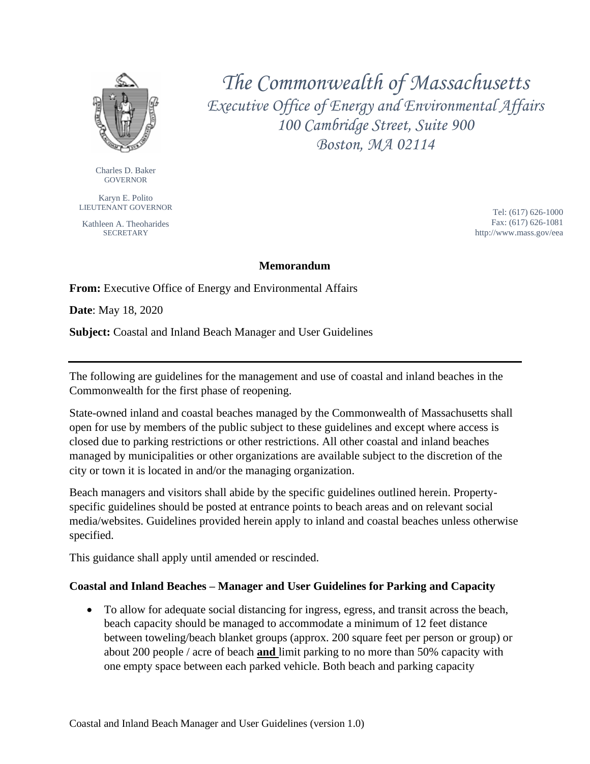# The Commonwealth of Massachusetts

*Executive Office of Energy and Environmental Affairs*
*100 Cambridge Street, Suite 900*
*Boston, MA 02114*

Charles D. Baker
GOVERNOR

Karyn E. Polito
LIEUTENANT GOVERNOR

Kathleen A. Theoharides
SECRETARY

Tel: (617) 626-1000
Fax: (617) 626-1081
http://www.mass.gov/eea

## Memorandum

**From:** Executive Office of Energy and Environmental Affairs

**Date**: May 18, 2020

**Subject:** Coastal and Inland Beach Manager and User Guidelines

---

The following are guidelines for the management and use of coastal and inland beaches in the Commonwealth for the first phase of reopening.

State-owned inland and coastal beaches managed by the Commonwealth of Massachusetts shall open for use by members of the public subject to these guidelines and except where access is closed due to parking restrictions or other restrictions. All other coastal and inland beaches managed by municipalities or other organizations are available subject to the discretion of the city or town it is located in and/or the managing organization.

Beach managers and visitors shall abide by the specific guidelines outlined herein. Property-specific guidelines should be posted at entrance points to beach areas and on relevant social media/websites. Guidelines provided herein apply to inland and coastal beaches unless otherwise specified.

This guidance shall apply until amended or rescinded.

### Coastal and Inland Beaches – Manager and User Guidelines for Parking and Capacity

- To allow for adequate social distancing for ingress, egress, and transit across the beach, beach capacity should be managed to accommodate a minimum of 12 feet distance between toweling/beach blanket groups (approx. 200 square feet per person or group) or about 200 people / acre of beach **and** limit parking to no more than 50% capacity with one empty space between each parked vehicle. Both beach and parking capacity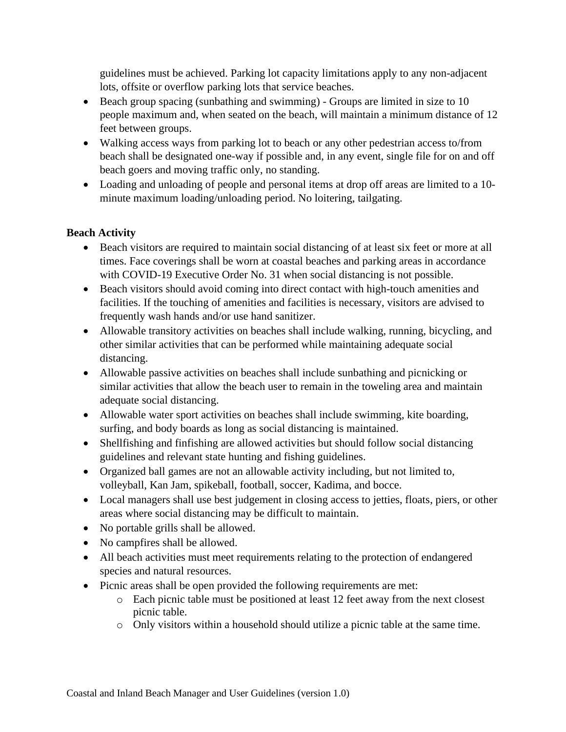guidelines must be achieved. Parking lot capacity limitations apply to any non-adjacent lots, offsite or overflow parking lots that service beaches.

- Beach group spacing (sunbathing and swimming) - Groups are limited in size to 10 people maximum and, when seated on the beach, will maintain a minimum distance of 12 feet between groups.
- Walking access ways from parking lot to beach or any other pedestrian access to/from beach shall be designated one-way if possible and, in any event, single file for on and off beach goers and moving traffic only, no standing.
- Loading and unloading of people and personal items at drop off areas are limited to a 10-minute maximum loading/unloading period. No loitering, tailgating.

**Beach Activity**

- Beach visitors are required to maintain social distancing of at least six feet or more at all times. Face coverings shall be worn at coastal beaches and parking areas in accordance with COVID-19 Executive Order No. 31 when social distancing is not possible.
- Beach visitors should avoid coming into direct contact with high-touch amenities and facilities. If the touching of amenities and facilities is necessary, visitors are advised to frequently wash hands and/or use hand sanitizer.
- Allowable transitory activities on beaches shall include walking, running, bicycling, and other similar activities that can be performed while maintaining adequate social distancing.
- Allowable passive activities on beaches shall include sunbathing and picnicking or similar activities that allow the beach user to remain in the toweling area and maintain adequate social distancing.
- Allowable water sport activities on beaches shall include swimming, kite boarding, surfing, and body boards as long as social distancing is maintained.
- Shellfishing and finfishing are allowed activities but should follow social distancing guidelines and relevant state hunting and fishing guidelines.
- Organized ball games are not an allowable activity including, but not limited to, volleyball, Kan Jam, spikeball, football, soccer, Kadima, and bocce.
- Local managers shall use best judgement in closing access to jetties, floats, piers, or other areas where social distancing may be difficult to maintain.
- No portable grills shall be allowed.
- No campfires shall be allowed.
- All beach activities must meet requirements relating to the protection of endangered species and natural resources.
- Picnic areas shall be open provided the following requirements are met:
  - Each picnic table must be positioned at least 12 feet away from the next closest picnic table.
  - Only visitors within a household should utilize a picnic table at the same time.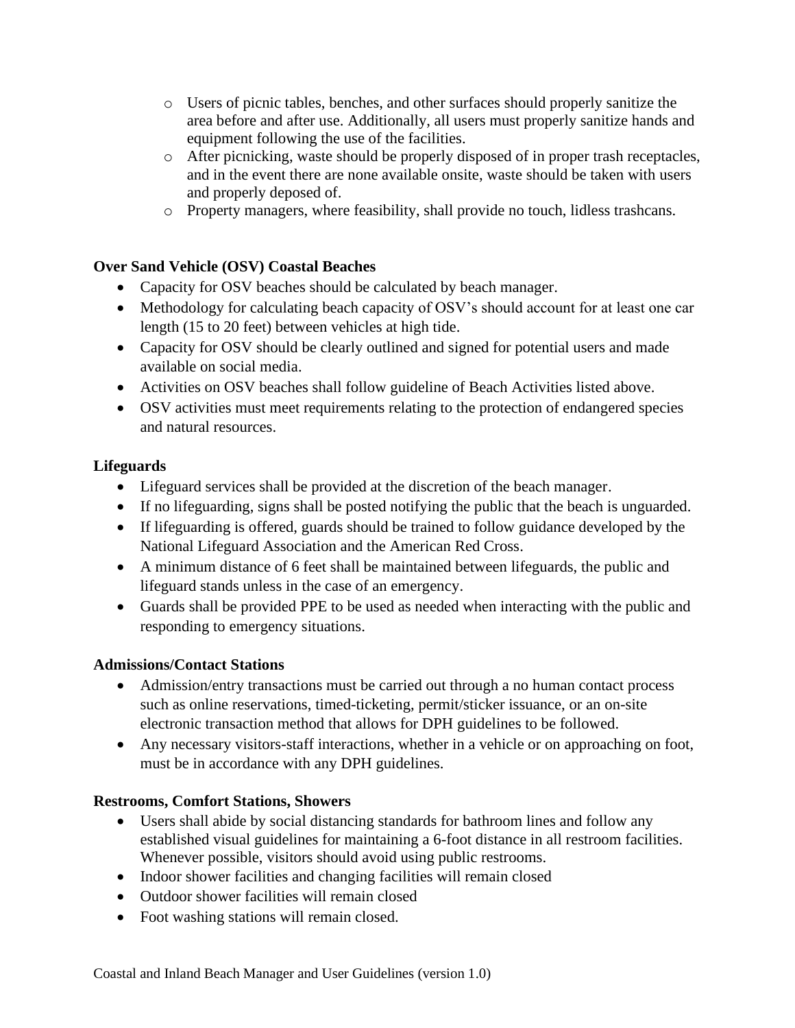- Users of picnic tables, benches, and other surfaces should properly sanitize the area before and after use. Additionally, all users must properly sanitize hands and equipment following the use of the facilities.
  - After picnicking, waste should be properly disposed of in proper trash receptacles, and in the event there are none available onsite, waste should be taken with users and properly deposed of.
  - Property managers, where feasibility, shall provide no touch, lidless trashcans.

**Over Sand Vehicle (OSV) Coastal Beaches**

- Capacity for OSV beaches should be calculated by beach manager.
- Methodology for calculating beach capacity of OSV's should account for at least one car length (15 to 20 feet) between vehicles at high tide.
- Capacity for OSV should be clearly outlined and signed for potential users and made available on social media.
- Activities on OSV beaches shall follow guideline of Beach Activities listed above.
- OSV activities must meet requirements relating to the protection of endangered species and natural resources.

**Lifeguards**

- Lifeguard services shall be provided at the discretion of the beach manager.
- If no lifeguarding, signs shall be posted notifying the public that the beach is unguarded.
- If lifeguarding is offered, guards should be trained to follow guidance developed by the National Lifeguard Association and the American Red Cross.
- A minimum distance of 6 feet shall be maintained between lifeguards, the public and lifeguard stands unless in the case of an emergency.
- Guards shall be provided PPE to be used as needed when interacting with the public and responding to emergency situations.

**Admissions/Contact Stations**

- Admission/entry transactions must be carried out through a no human contact process such as online reservations, timed-ticketing, permit/sticker issuance, or an on-site electronic transaction method that allows for DPH guidelines to be followed.
- Any necessary visitors-staff interactions, whether in a vehicle or on approaching on foot, must be in accordance with any DPH guidelines.

**Restrooms, Comfort Stations, Showers**

- Users shall abide by social distancing standards for bathroom lines and follow any established visual guidelines for maintaining a 6-foot distance in all restroom facilities. Whenever possible, visitors should avoid using public restrooms.
- Indoor shower facilities and changing facilities will remain closed
- Outdoor shower facilities will remain closed
- Foot washing stations will remain closed.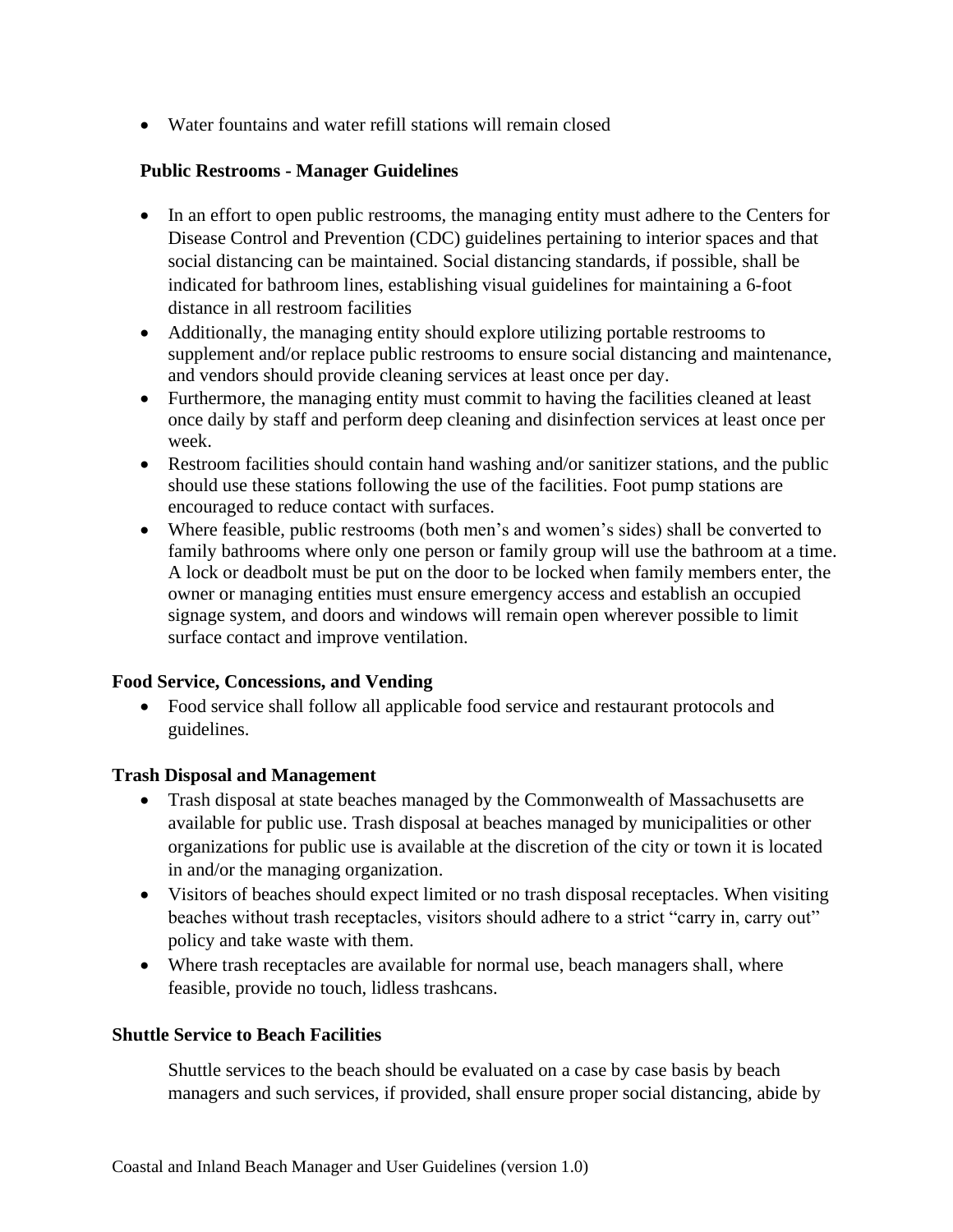- Water fountains and water refill stations will remain closed

### Public Restrooms - Manager Guidelines

- In an effort to open public restrooms, the managing entity must adhere to the Centers for Disease Control and Prevention (CDC) guidelines pertaining to interior spaces and that social distancing can be maintained. Social distancing standards, if possible, shall be indicated for bathroom lines, establishing visual guidelines for maintaining a 6-foot distance in all restroom facilities
- Additionally, the managing entity should explore utilizing portable restrooms to supplement and/or replace public restrooms to ensure social distancing and maintenance, and vendors should provide cleaning services at least once per day.
- Furthermore, the managing entity must commit to having the facilities cleaned at least once daily by staff and perform deep cleaning and disinfection services at least once per week.
- Restroom facilities should contain hand washing and/or sanitizer stations, and the public should use these stations following the use of the facilities. Foot pump stations are encouraged to reduce contact with surfaces.
- Where feasible, public restrooms (both men's and women's sides) shall be converted to family bathrooms where only one person or family group will use the bathroom at a time. A lock or deadbolt must be put on the door to be locked when family members enter, the owner or managing entities must ensure emergency access and establish an occupied signage system, and doors and windows will remain open wherever possible to limit surface contact and improve ventilation.

### Food Service, Concessions, and Vending

- Food service shall follow all applicable food service and restaurant protocols and guidelines.

### Trash Disposal and Management

- Trash disposal at state beaches managed by the Commonwealth of Massachusetts are available for public use. Trash disposal at beaches managed by municipalities or other organizations for public use is available at the discretion of the city or town it is located in and/or the managing organization.
- Visitors of beaches should expect limited or no trash disposal receptacles. When visiting beaches without trash receptacles, visitors should adhere to a strict "carry in, carry out" policy and take waste with them.
- Where trash receptacles are available for normal use, beach managers shall, where feasible, provide no touch, lidless trashcans.

### Shuttle Service to Beach Facilities

Shuttle services to the beach should be evaluated on a case by case basis by beach managers and such services, if provided, shall ensure proper social distancing, abide by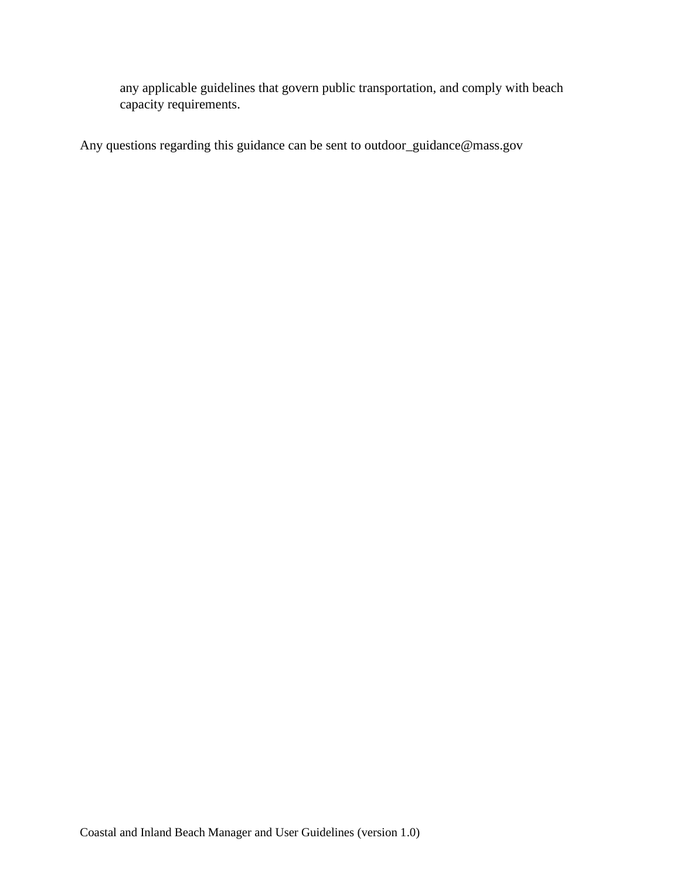any applicable guidelines that govern public transportation, and comply with beach capacity requirements.

Any questions regarding this guidance can be sent to outdoor_guidance@mass.gov